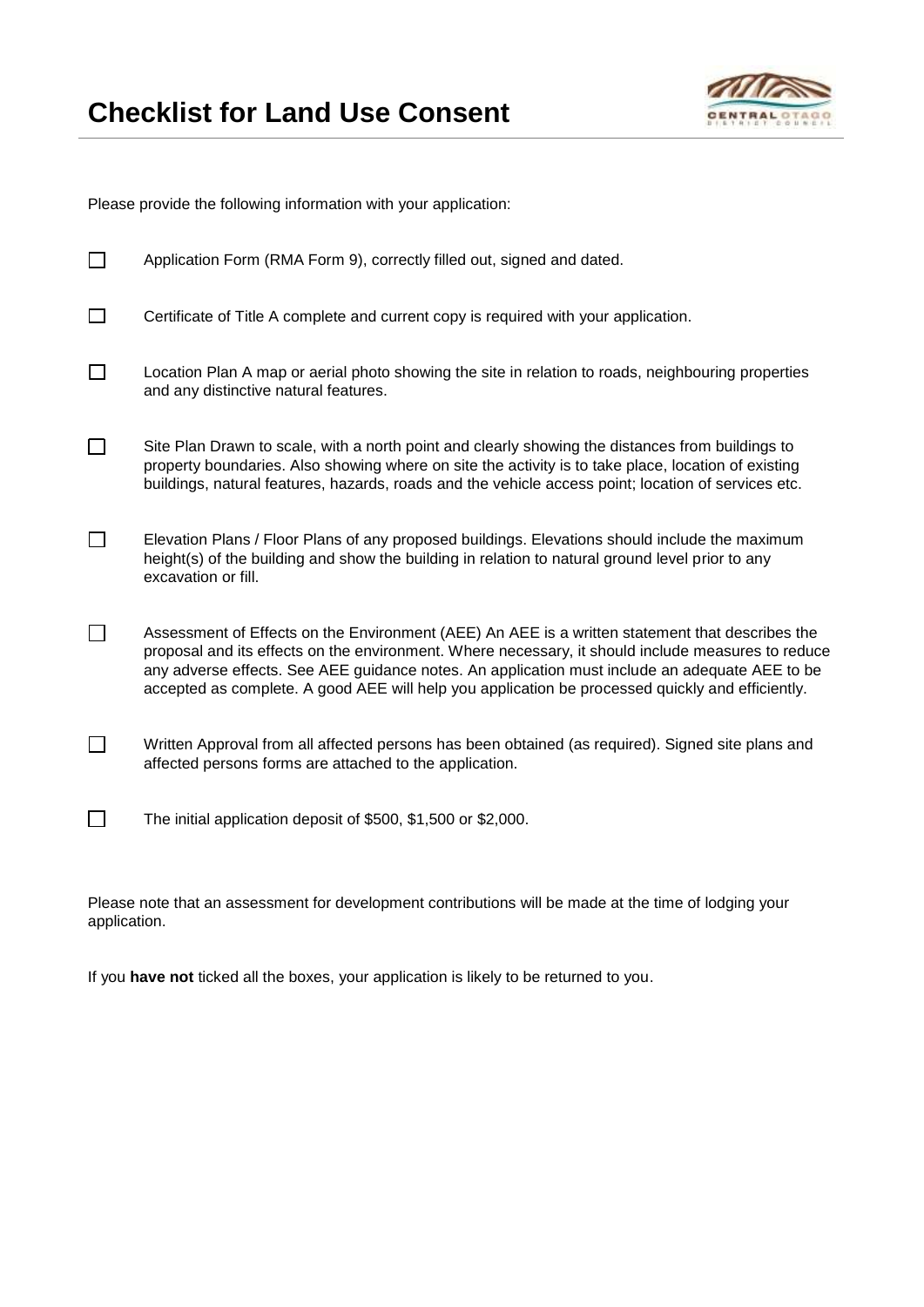# Checklist for Land Use Consent

Please provide the following information with your application:

- ☐ Application Form (RMA Form 9), correctly filled out, signed and dated.
- ☐ Certificate of Title A complete and current copy is required with your application.
- ☐ Location Plan A map or aerial photo showing the site in relation to roads, neighbouring properties and any distinctive natural features.
- ☐ Site Plan Drawn to scale, with a north point and clearly showing the distances from buildings to property boundaries. Also showing where on site the activity is to take place, location of existing buildings, natural features, hazards, roads and the vehicle access point; location of services etc.
- ☐ Elevation Plans / Floor Plans of any proposed buildings. Elevations should include the maximum height(s) of the building and show the building in relation to natural ground level prior to any excavation or fill.
- ☐ Assessment of Effects on the Environment (AEE) An AEE is a written statement that describes the proposal and its effects on the environment. Where necessary, it should include measures to reduce any adverse effects. See AEE guidance notes. An application must include an adequate AEE to be accepted as complete. A good AEE will help you application be processed quickly and efficiently.
- ☐ Written Approval from all affected persons has been obtained (as required). Signed site plans and affected persons forms are attached to the application.
- ☐ The initial application deposit of $500, $1,500 or $2,000.

Please note that an assessment for development contributions will be made at the time of lodging your application.

If you **have not** ticked all the boxes, your application is likely to be returned to you.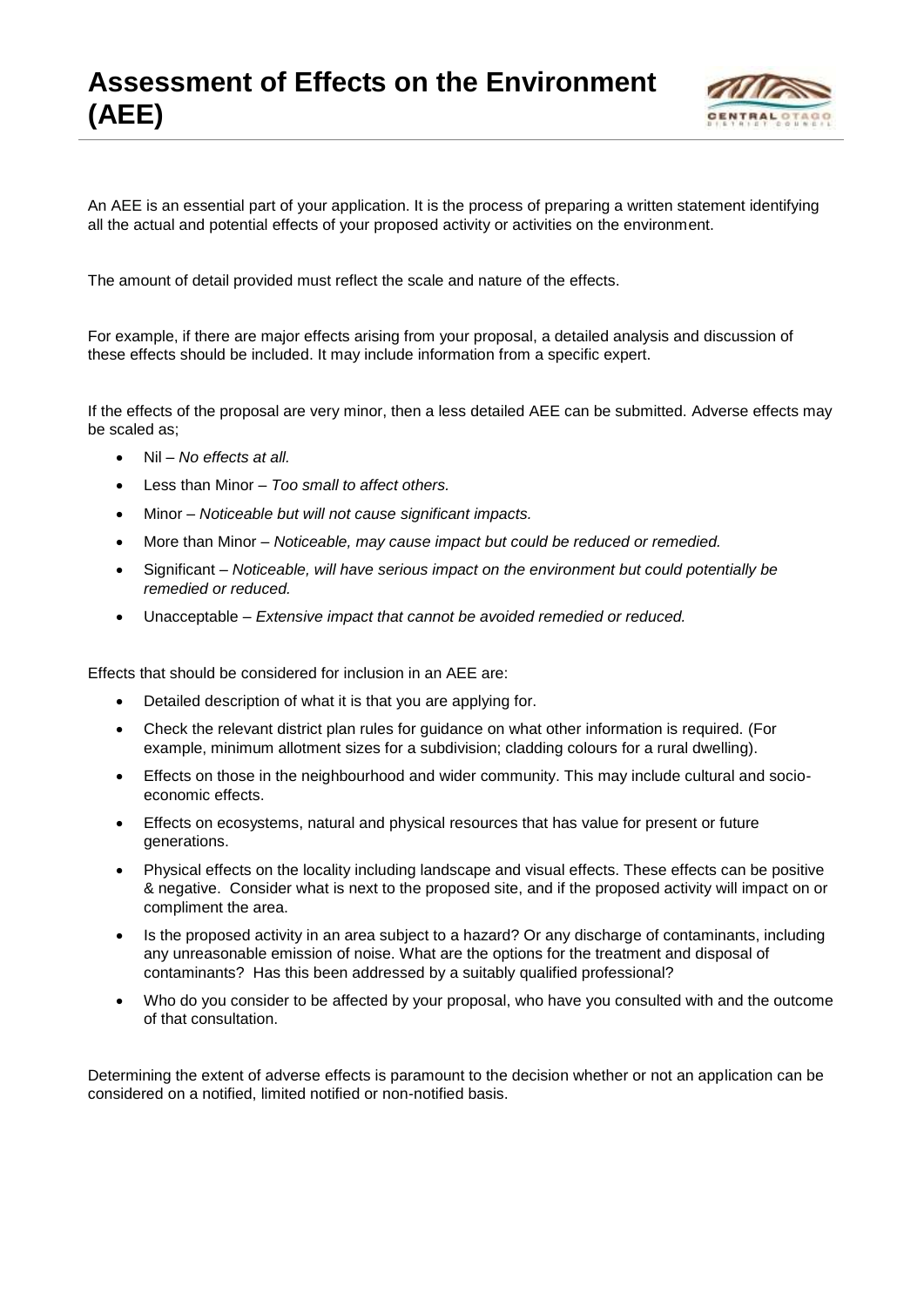# Assessment of Effects on the Environment (AEE)

An AEE is an essential part of your application. It is the process of preparing a written statement identifying all the actual and potential effects of your proposed activity or activities on the environment.

The amount of detail provided must reflect the scale and nature of the effects.

For example, if there are major effects arising from your proposal, a detailed analysis and discussion of these effects should be included. It may include information from a specific expert.

If the effects of the proposal are very minor, then a less detailed AEE can be submitted. Adverse effects may be scaled as;

- Nil – *No effects at all.*
- Less than Minor – *Too small to affect others.*
- Minor – *Noticeable but will not cause significant impacts.*
- More than Minor – *Noticeable, may cause impact but could be reduced or remedied.*
- Significant – *Noticeable, will have serious impact on the environment but could potentially be remedied or reduced.*
- Unacceptable – *Extensive impact that cannot be avoided remedied or reduced.*

Effects that should be considered for inclusion in an AEE are:

- Detailed description of what it is that you are applying for.
- Check the relevant district plan rules for guidance on what other information is required. (For example, minimum allotment sizes for a subdivision; cladding colours for a rural dwelling).
- Effects on those in the neighbourhood and wider community. This may include cultural and socio-economic effects.
- Effects on ecosystems, natural and physical resources that has value for present or future generations.
- Physical effects on the locality including landscape and visual effects. These effects can be positive & negative. Consider what is next to the proposed site, and if the proposed activity will impact on or compliment the area.
- Is the proposed activity in an area subject to a hazard? Or any discharge of contaminants, including any unreasonable emission of noise. What are the options for the treatment and disposal of contaminants? Has this been addressed by a suitably qualified professional?
- Who do you consider to be affected by your proposal, who have you consulted with and the outcome of that consultation.

Determining the extent of adverse effects is paramount to the decision whether or not an application can be considered on a notified, limited notified or non-notified basis.